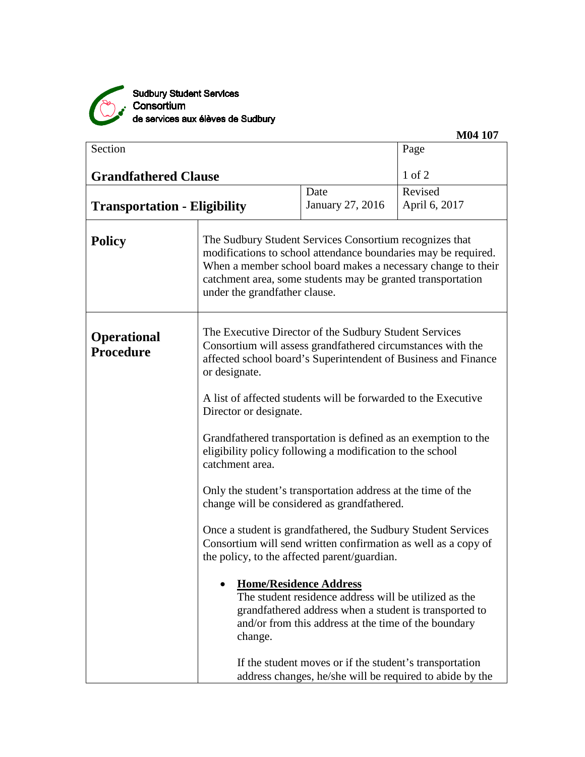Sudbury Student Services Consortium
de services aux élèves de Sudbury

**M04 107**

| Section | | Page |
|---|---|---|
| **Grandfathered Clause** | | 1 of 2 |
| **Transportation - Eligibility** | Date<br>January 27, 2016 | Revised<br>April 6, 2017 |

## Policy

The Sudbury Student Services Consortium recognizes that modifications to school attendance boundaries may be required. When a member school board makes a necessary change to their catchment area, some students may be granted transportation under the grandfather clause.

## Operational Procedure

The Executive Director of the Sudbury Student Services Consortium will assess grandfathered circumstances with the affected school board's Superintendent of Business and Finance or designate.

A list of affected students will be forwarded to the Executive Director or designate.

Grandfathered transportation is defined as an exemption to the eligibility policy following a modification to the school catchment area.

Only the student's transportation address at the time of the change will be considered as grandfathered.

Once a student is grandfathered, the Sudbury Student Services Consortium will send written confirmation as well as a copy of the policy, to the affected parent/guardian.

- **Home/Residence Address**
  The student residence address will be utilized as the grandfathered address when a student is transported to and/or from this address at the time of the boundary change.

  If the student moves or if the student's transportation address changes, he/she will be required to abide by the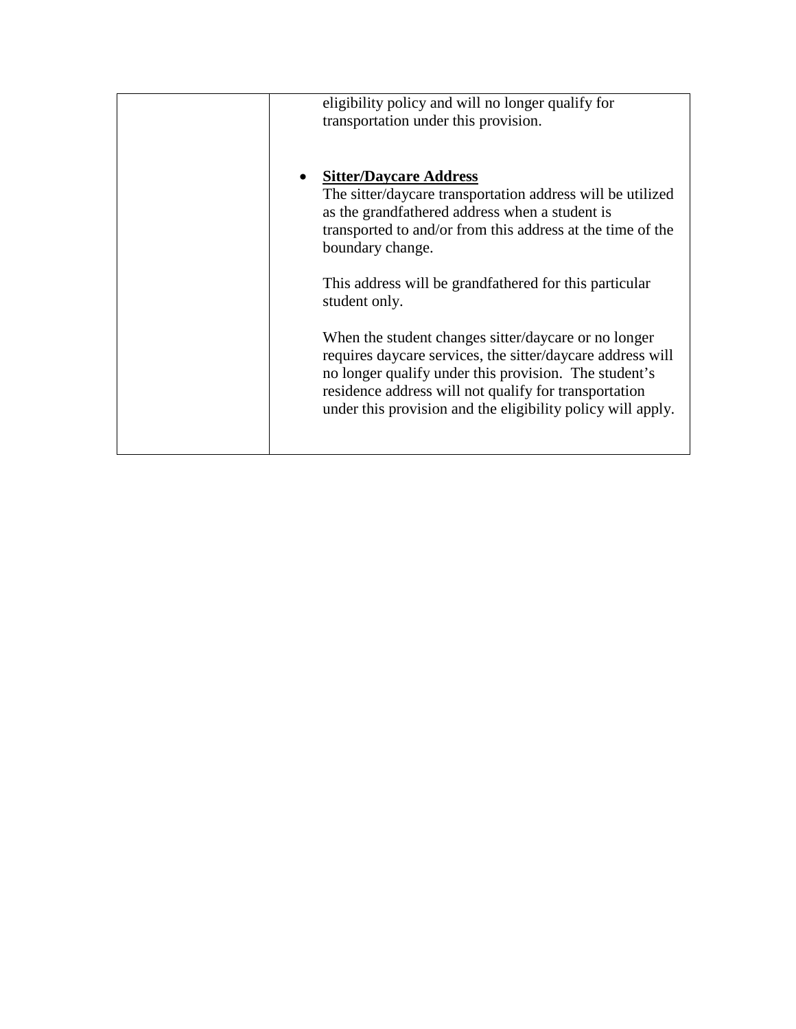| | |
|---|---|
| | eligibility policy and will no longer qualify for transportation under this provision.<br><br>• **<u>Sitter/Daycare Address</u>**<br>The sitter/daycare transportation address will be utilized as the grandfathered address when a student is transported to and/or from this address at the time of the boundary change.<br><br>This address will be grandfathered for this particular student only.<br><br>When the student changes sitter/daycare or no longer requires daycare services, the sitter/daycare address will no longer qualify under this provision. The student's residence address will not qualify for transportation under this provision and the eligibility policy will apply. |